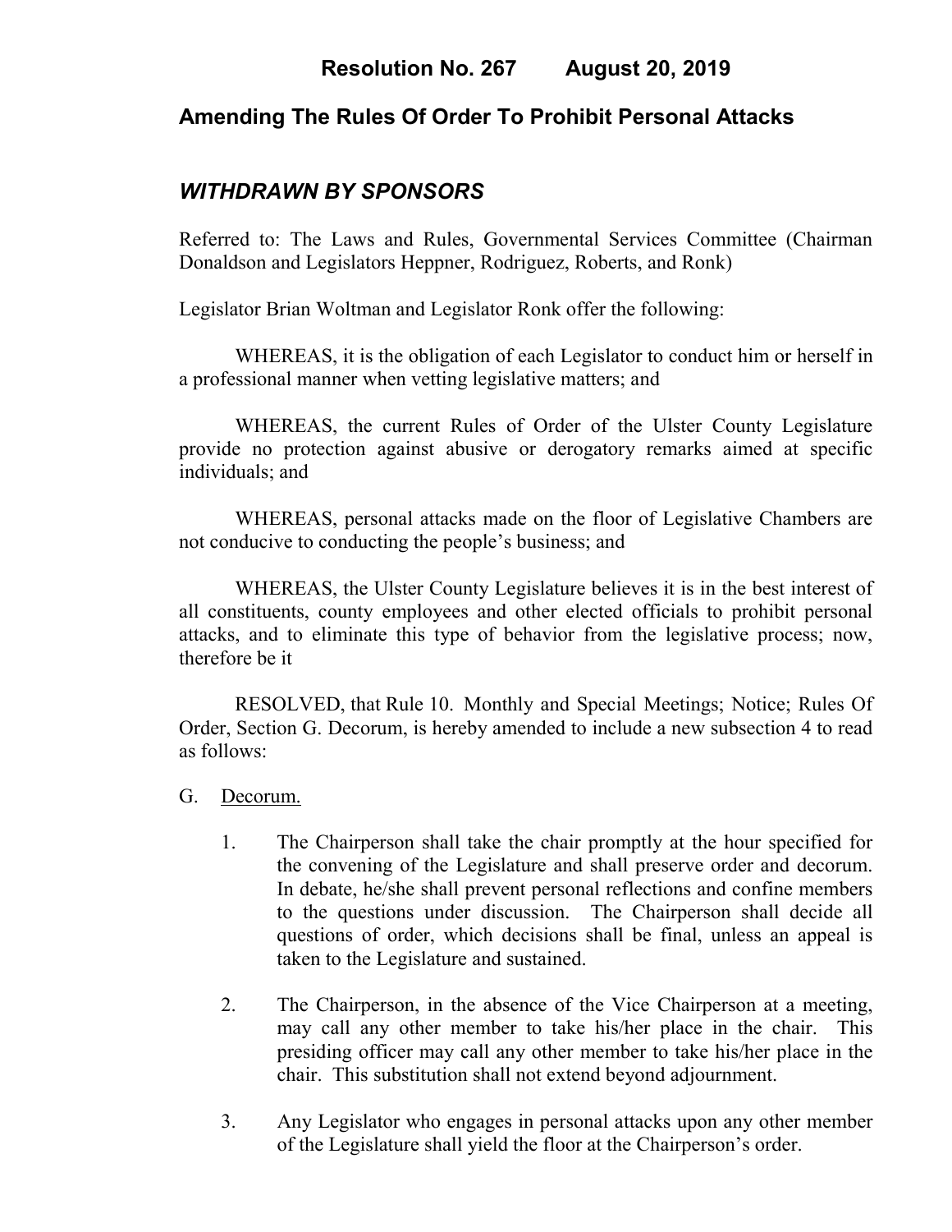# Resolution No. 267 August 20, 2019

## Amending The Rules Of Order To Prohibit Personal Attacks

### *WITHDRAWN BY SPONSORS*

Referred to: The Laws and Rules, Governmental Services Committee (Chairman Donaldson and Legislators Heppner, Rodriguez, Roberts, and Ronk)

Legislator Brian Woltman and Legislator Ronk offer the following:

WHEREAS, it is the obligation of each Legislator to conduct him or herself in a professional manner when vetting legislative matters; and

WHEREAS, the current Rules of Order of the Ulster County Legislature provide no protection against abusive or derogatory remarks aimed at specific individuals; and

WHEREAS, personal attacks made on the floor of Legislative Chambers are not conducive to conducting the people's business; and

WHEREAS, the Ulster County Legislature believes it is in the best interest of all constituents, county employees and other elected officials to prohibit personal attacks, and to eliminate this type of behavior from the legislative process; now, therefore be it

RESOLVED, that Rule 10. Monthly and Special Meetings; Notice; Rules Of Order, Section G. Decorum, is hereby amended to include a new subsection 4 to read as follows:

G. Decorum.

1. The Chairperson shall take the chair promptly at the hour specified for the convening of the Legislature and shall preserve order and decorum. In debate, he/she shall prevent personal reflections and confine members to the questions under discussion. The Chairperson shall decide all questions of order, which decisions shall be final, unless an appeal is taken to the Legislature and sustained.

2. The Chairperson, in the absence of the Vice Chairperson at a meeting, may call any other member to take his/her place in the chair. This presiding officer may call any other member to take his/her place in the chair. This substitution shall not extend beyond adjournment.

3. Any Legislator who engages in personal attacks upon any other member of the Legislature shall yield the floor at the Chairperson's order.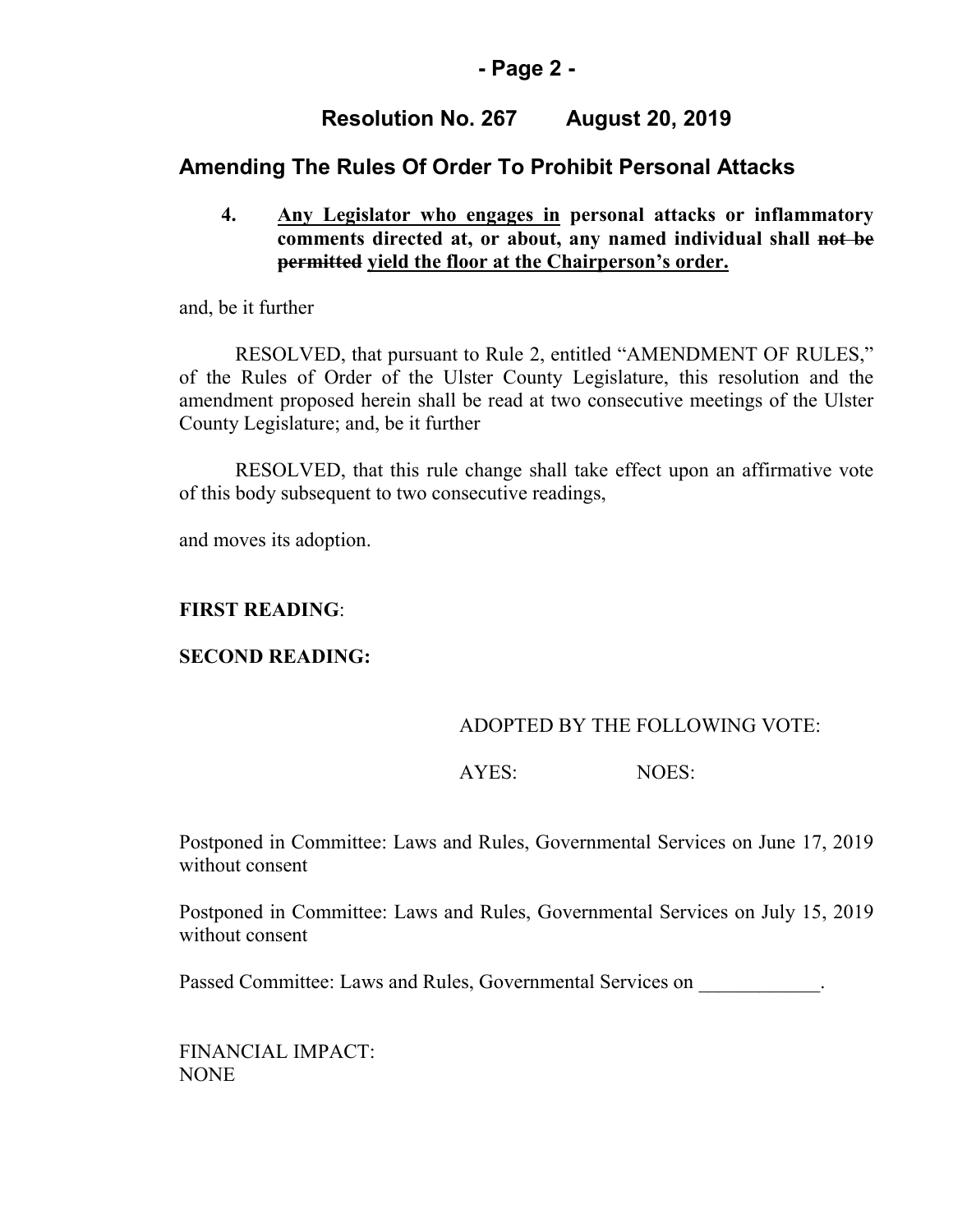## Resolution No. 267 August 20, 2019

## Amending The Rules Of Order To Prohibit Personal Attacks

**4. <u>Any Legislator who engages in</u> personal attacks or inflammatory comments directed at, or about, any named individual shall ~~not be permitted~~ <u>yield the floor at the Chairperson's order.</u>**

and, be it further

RESOLVED, that pursuant to Rule 2, entitled "AMENDMENT OF RULES," of the Rules of Order of the Ulster County Legislature, this resolution and the amendment proposed herein shall be read at two consecutive meetings of the Ulster County Legislature; and, be it further

RESOLVED, that this rule change shall take effect upon an affirmative vote of this body subsequent to two consecutive readings,

and moves its adoption.

**FIRST READING**:

**SECOND READING:**

ADOPTED BY THE FOLLOWING VOTE:

AYES: NOES:

Postponed in Committee: Laws and Rules, Governmental Services on June 17, 2019 without consent

Postponed in Committee: Laws and Rules, Governmental Services on July 15, 2019 without consent

Passed Committee: Laws and Rules, Governmental Services on \_\_\_\_\_\_\_\_\_\_\_\_.

FINANCIAL IMPACT:
NONE